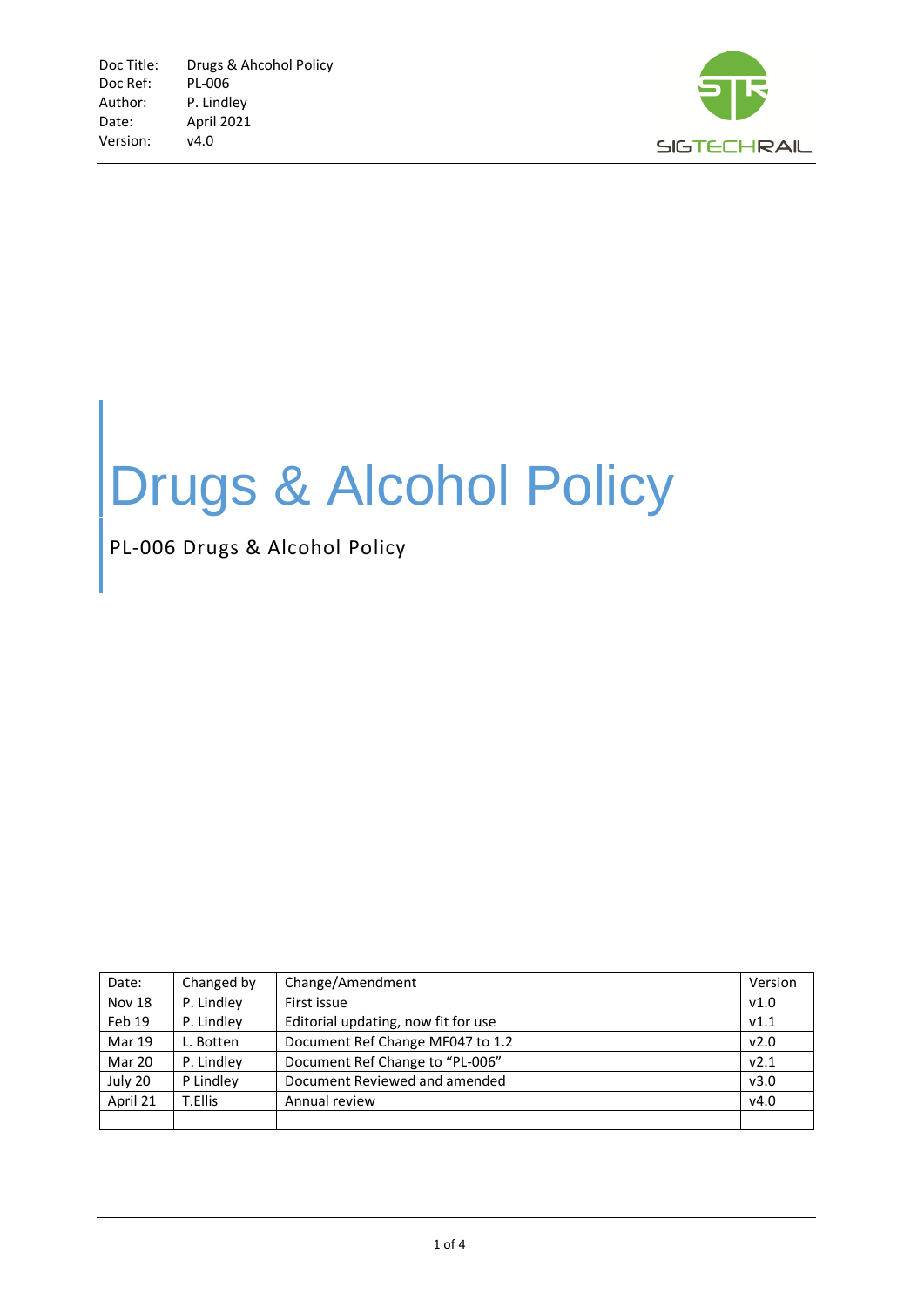Doc Title: Drugs & Ahcohol Policy
Doc Ref: PL-006
Author: P. Lindley
Date: April 2021
Version: v4.0

SIGTECHRAIL

# Drugs & Alcohol Policy

PL-006 Drugs & Alcohol Policy

| Date: | Changed by | Change/Amendment | Version |
|---|---|---|---|
| Nov 18 | P. Lindley | First issue | v1.0 |
| Feb 19 | P. Lindley | Editorial updating, now fit for use | v1.1 |
| Mar 19 | L. Botten | Document Ref Change MF047 to 1.2 | v2.0 |
| Mar 20 | P. Lindley | Document Ref Change to "PL-006" | v2.1 |
| July 20 | P Lindley | Document Reviewed and amended | v3.0 |
| April 21 | T.Ellis | Annual review | v4.0 |
| | | | |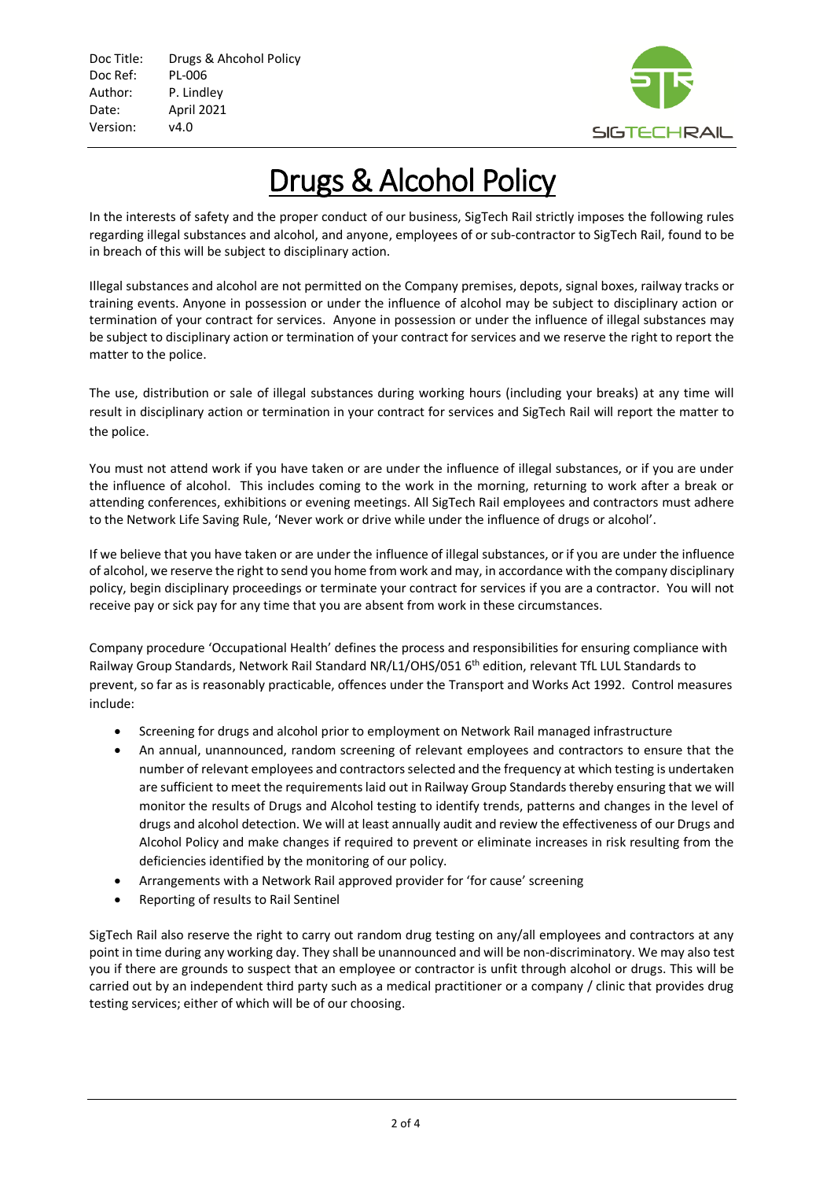| Doc Title: | Drugs & Ahcohol Policy |
|---|---|
| Doc Ref: | PL-006 |
| Author: | P. Lindley |
| Date: | April 2021 |
| Version: | v4.0 |

# Drugs & Alcohol Policy

In the interests of safety and the proper conduct of our business, SigTech Rail strictly imposes the following rules regarding illegal substances and alcohol, and anyone, employees of or sub-contractor to SigTech Rail, found to be in breach of this will be subject to disciplinary action.

Illegal substances and alcohol are not permitted on the Company premises, depots, signal boxes, railway tracks or training events. Anyone in possession or under the influence of alcohol may be subject to disciplinary action or termination of your contract for services. Anyone in possession or under the influence of illegal substances may be subject to disciplinary action or termination of your contract for services and we reserve the right to report the matter to the police.

The use, distribution or sale of illegal substances during working hours (including your breaks) at any time will result in disciplinary action or termination in your contract for services and SigTech Rail will report the matter to the police.

You must not attend work if you have taken or are under the influence of illegal substances, or if you are under the influence of alcohol. This includes coming to the work in the morning, returning to work after a break or attending conferences, exhibitions or evening meetings. All SigTech Rail employees and contractors must adhere to the Network Life Saving Rule, 'Never work or drive while under the influence of drugs or alcohol'.

If we believe that you have taken or are under the influence of illegal substances, or if you are under the influence of alcohol, we reserve the right to send you home from work and may, in accordance with the company disciplinary policy, begin disciplinary proceedings or terminate your contract for services if you are a contractor. You will not receive pay or sick pay for any time that you are absent from work in these circumstances.

Company procedure 'Occupational Health' defines the process and responsibilities for ensuring compliance with Railway Group Standards, Network Rail Standard NR/L1/OHS/051 6th edition, relevant TfL LUL Standards to prevent, so far as is reasonably practicable, offences under the Transport and Works Act 1992. Control measures include:

- Screening for drugs and alcohol prior to employment on Network Rail managed infrastructure
- An annual, unannounced, random screening of relevant employees and contractors to ensure that the number of relevant employees and contractors selected and the frequency at which testing is undertaken are sufficient to meet the requirements laid out in Railway Group Standards thereby ensuring that we will monitor the results of Drugs and Alcohol testing to identify trends, patterns and changes in the level of drugs and alcohol detection. We will at least annually audit and review the effectiveness of our Drugs and Alcohol Policy and make changes if required to prevent or eliminate increases in risk resulting from the deficiencies identified by the monitoring of our policy.
- Arrangements with a Network Rail approved provider for 'for cause' screening
- Reporting of results to Rail Sentinel

SigTech Rail also reserve the right to carry out random drug testing on any/all employees and contractors at any point in time during any working day. They shall be unannounced and will be non-discriminatory. We may also test you if there are grounds to suspect that an employee or contractor is unfit through alcohol or drugs. This will be carried out by an independent third party such as a medical practitioner or a company / clinic that provides drug testing services; either of which will be of our choosing.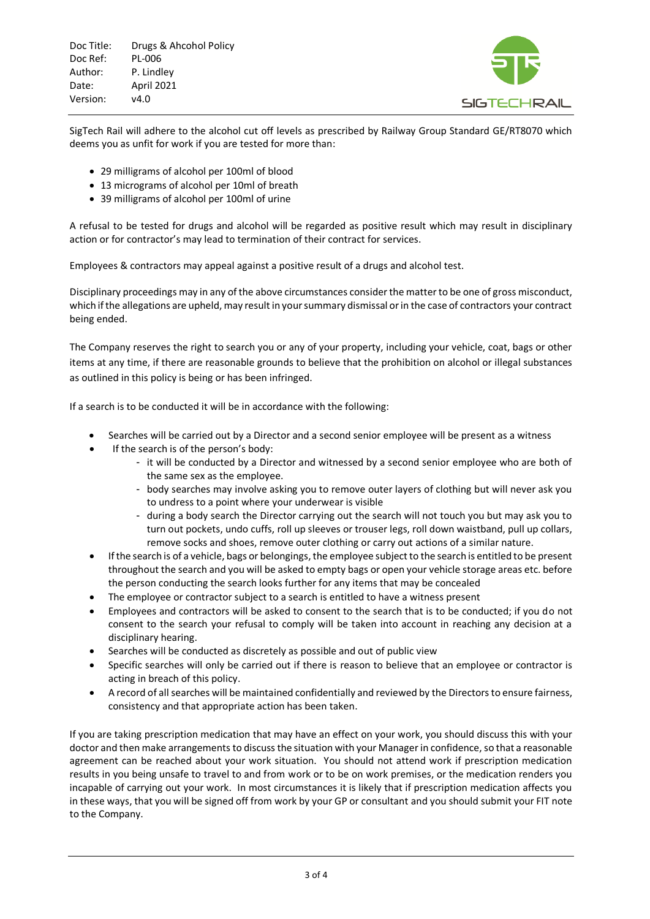SigTech Rail will adhere to the alcohol cut off levels as prescribed by Railway Group Standard GE/RT8070 which deems you as unfit for work if you are tested for more than:

- 29 milligrams of alcohol per 100ml of blood
- 13 micrograms of alcohol per 10ml of breath
- 39 milligrams of alcohol per 100ml of urine

A refusal to be tested for drugs and alcohol will be regarded as positive result which may result in disciplinary action or for contractor's may lead to termination of their contract for services.

Employees & contractors may appeal against a positive result of a drugs and alcohol test.

Disciplinary proceedings may in any of the above circumstances consider the matter to be one of gross misconduct, which if the allegations are upheld, may result in your summary dismissal or in the case of contractors your contract being ended.

The Company reserves the right to search you or any of your property, including your vehicle, coat, bags or other items at any time, if there are reasonable grounds to believe that the prohibition on alcohol or illegal substances as outlined in this policy is being or has been infringed.

If a search is to be conducted it will be in accordance with the following:

- Searches will be carried out by a Director and a second senior employee will be present as a witness
- If the search is of the person's body:
  - it will be conducted by a Director and witnessed by a second senior employee who are both of the same sex as the employee.
  - body searches may involve asking you to remove outer layers of clothing but will never ask you to undress to a point where your underwear is visible
  - during a body search the Director carrying out the search will not touch you but may ask you to turn out pockets, undo cuffs, roll up sleeves or trouser legs, roll down waistband, pull up collars, remove socks and shoes, remove outer clothing or carry out actions of a similar nature.
- If the search is of a vehicle, bags or belongings, the employee subject to the search is entitled to be present throughout the search and you will be asked to empty bags or open your vehicle storage areas etc. before the person conducting the search looks further for any items that may be concealed
- The employee or contractor subject to a search is entitled to have a witness present
- Employees and contractors will be asked to consent to the search that is to be conducted; if you do not consent to the search your refusal to comply will be taken into account in reaching any decision at a disciplinary hearing.
- Searches will be conducted as discretely as possible and out of public view
- Specific searches will only be carried out if there is reason to believe that an employee or contractor is acting in breach of this policy.
- A record of all searches will be maintained confidentially and reviewed by the Directors to ensure fairness, consistency and that appropriate action has been taken.

If you are taking prescription medication that may have an effect on your work, you should discuss this with your doctor and then make arrangements to discuss the situation with your Manager in confidence, so that a reasonable agreement can be reached about your work situation. You should not attend work if prescription medication results in you being unsafe to travel to and from work or to be on work premises, or the medication renders you incapable of carrying out your work. In most circumstances it is likely that if prescription medication affects you in these ways, that you will be signed off from work by your GP or consultant and you should submit your FIT note to the Company.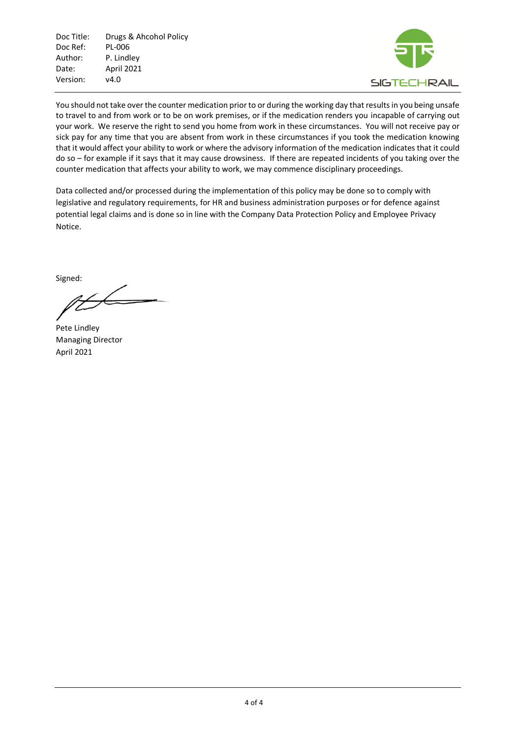You should not take over the counter medication prior to or during the working day that results in you being unsafe to travel to and from work or to be on work premises, or if the medication renders you incapable of carrying out your work. We reserve the right to send you home from work in these circumstances. You will not receive pay or sick pay for any time that you are absent from work in these circumstances if you took the medication knowing that it would affect your ability to work or where the advisory information of the medication indicates that it could do so – for example if it says that it may cause drowsiness. If there are repeated incidents of you taking over the counter medication that affects your ability to work, we may commence disciplinary proceedings.

Data collected and/or processed during the implementation of this policy may be done so to comply with legislative and regulatory requirements, for HR and business administration purposes or for defence against potential legal claims and is done so in line with the Company Data Protection Policy and Employee Privacy Notice.

Signed:

Pete Lindley
Managing Director
April 2021